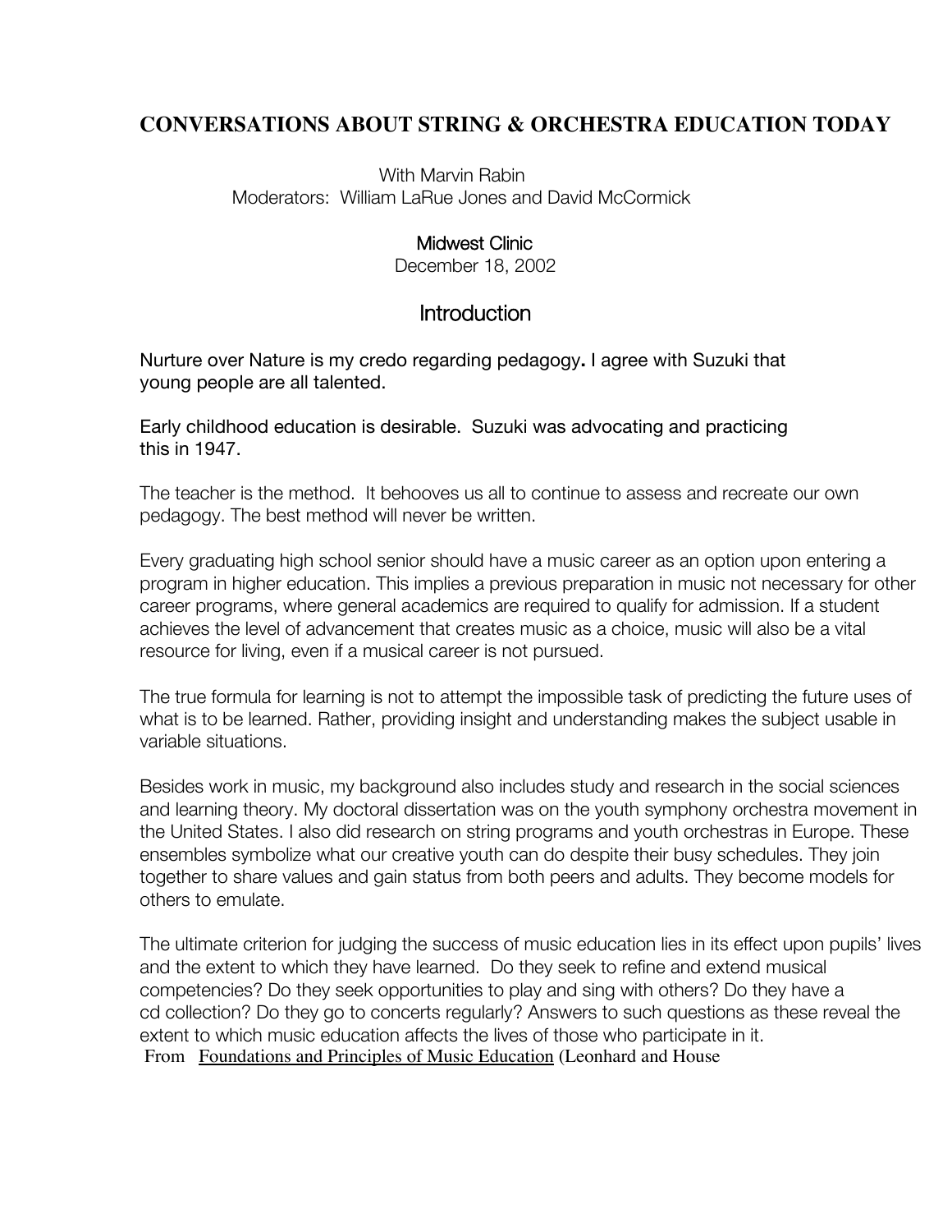# CONVERSATIONS ABOUT STRING & ORCHESTRA EDUCATION TODAY

With Marvin Rabin
Moderators: William LaRue Jones and David McCormick

Midwest Clinic
December 18, 2002

## Introduction

Nurture over Nature is my credo regarding pedagogy**.** I agree with Suzuki that young people are all talented.

Early childhood education is desirable. Suzuki was advocating and practicing this in 1947.

The teacher is the method. It behooves us all to continue to assess and recreate our own pedagogy. The best method will never be written.

Every graduating high school senior should have a music career as an option upon entering a program in higher education. This implies a previous preparation in music not necessary for other career programs, where general academics are required to qualify for admission. If a student achieves the level of advancement that creates music as a choice, music will also be a vital resource for living, even if a musical career is not pursued.

The true formula for learning is not to attempt the impossible task of predicting the future uses of what is to be learned. Rather, providing insight and understanding makes the subject usable in variable situations.

Besides work in music, my background also includes study and research in the social sciences and learning theory. My doctoral dissertation was on the youth symphony orchestra movement in the United States. I also did research on string programs and youth orchestras in Europe. These ensembles symbolize what our creative youth can do despite their busy schedules. They join together to share values and gain status from both peers and adults. They become models for others to emulate.

The ultimate criterion for judging the success of music education lies in its effect upon pupils' lives and the extent to which they have learned. Do they seek to refine and extend musical competencies? Do they seek opportunities to play and sing with others? Do they have a cd collection? Do they go to concerts regularly? Answers to such questions as these reveal the extent to which music education affects the lives of those who participate in it.
From Foundations and Principles of Music Education (Leonhard and House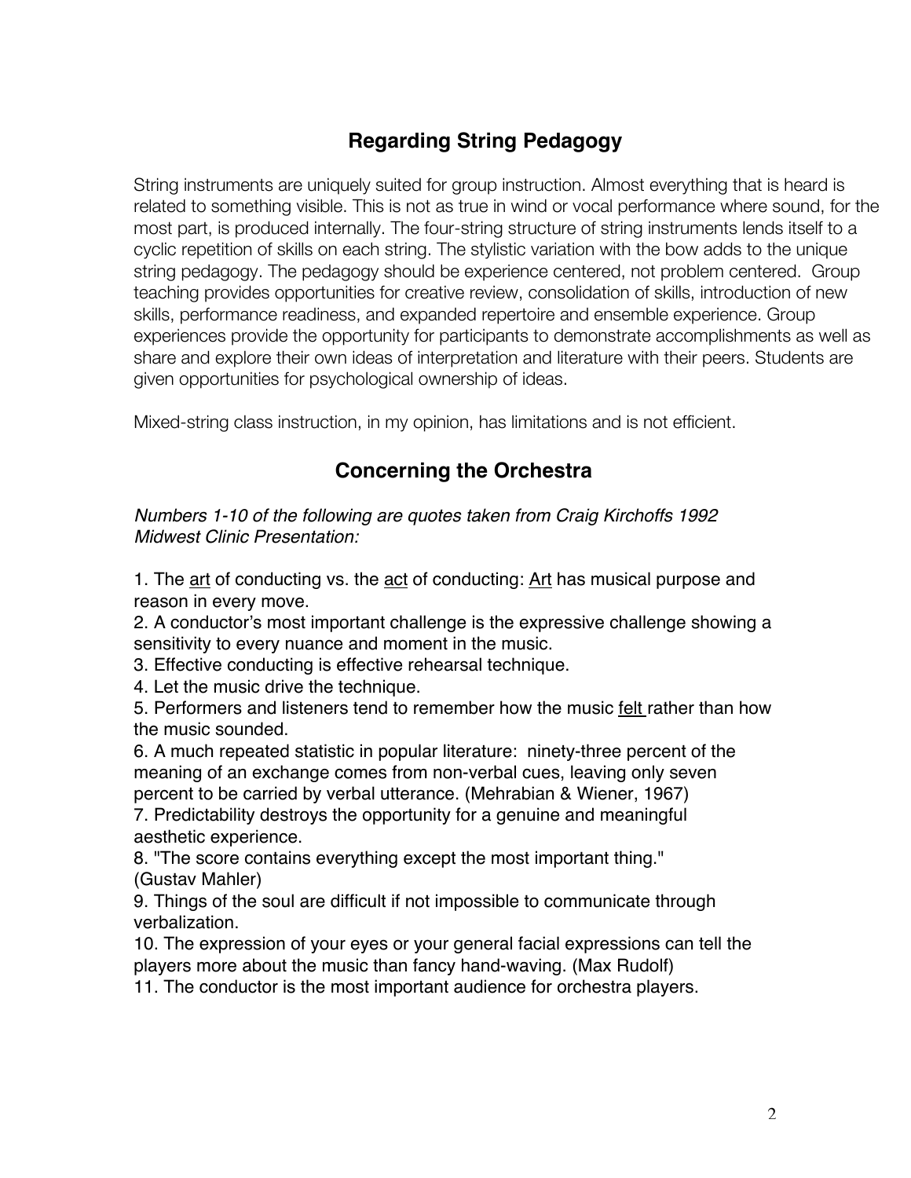## Regarding String Pedagogy

String instruments are uniquely suited for group instruction. Almost everything that is heard is related to something visible. This is not as true in wind or vocal performance where sound, for the most part, is produced internally. The four-string structure of string instruments lends itself to a cyclic repetition of skills on each string. The stylistic variation with the bow adds to the unique string pedagogy. The pedagogy should be experience centered, not problem centered. Group teaching provides opportunities for creative review, consolidation of skills, introduction of new skills, performance readiness, and expanded repertoire and ensemble experience. Group experiences provide the opportunity for participants to demonstrate accomplishments as well as share and explore their own ideas of interpretation and literature with their peers. Students are given opportunities for psychological ownership of ideas.

Mixed-string class instruction, in my opinion, has limitations and is not efficient.

## Concerning the Orchestra

*Numbers 1-10 of the following are quotes taken from Craig Kirchoffs 1992 Midwest Clinic Presentation:*

1. The <u>art</u> of conducting vs. the <u>act</u> of conducting: <u>Art</u> has musical purpose and reason in every move.
2. A conductor's most important challenge is the expressive challenge showing a sensitivity to every nuance and moment in the music.
3. Effective conducting is effective rehearsal technique.
4. Let the music drive the technique.
5. Performers and listeners tend to remember how the music <u>felt</u> rather than how the music sounded.
6. A much repeated statistic in popular literature: ninety-three percent of the meaning of an exchange comes from non-verbal cues, leaving only seven percent to be carried by verbal utterance. (Mehrabian & Wiener, 1967)
7. Predictability destroys the opportunity for a genuine and meaningful aesthetic experience.
8. "The score contains everything except the most important thing." (Gustav Mahler)
9. Things of the soul are difficult if not impossible to communicate through verbalization.
10. The expression of your eyes or your general facial expressions can tell the players more about the music than fancy hand-waving. (Max Rudolf)
11. The conductor is the most important audience for orchestra players.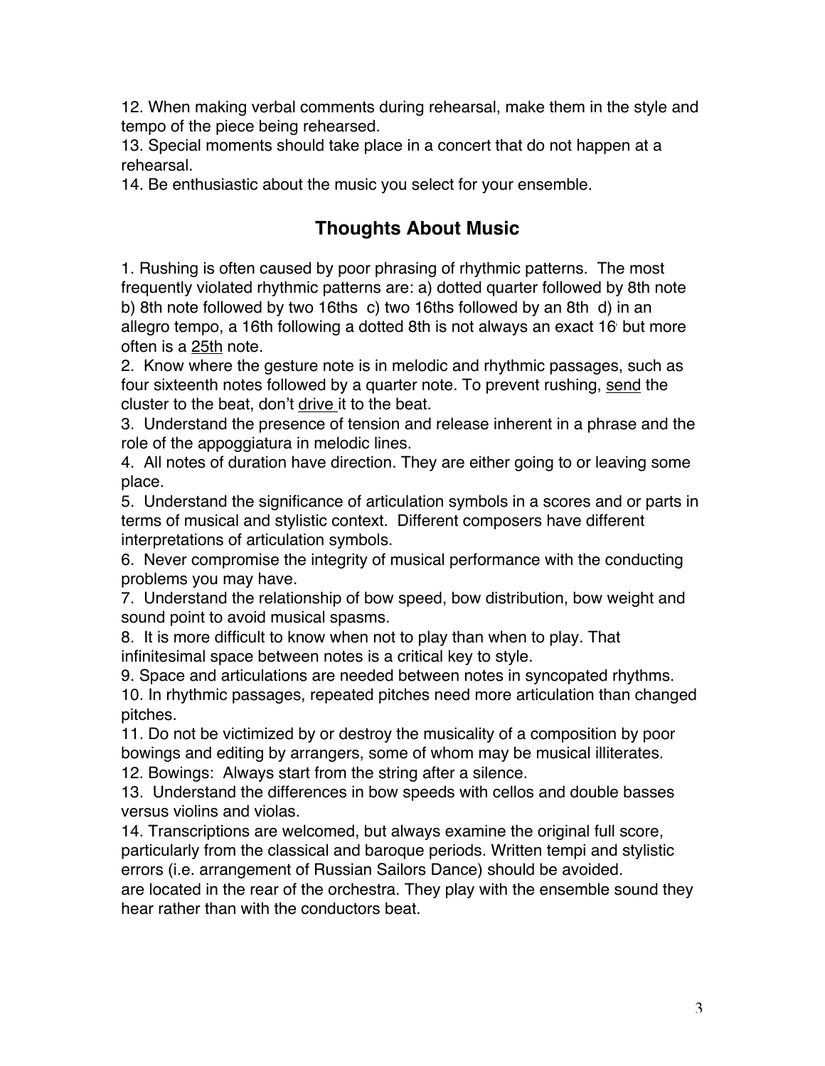12. When making verbal comments during rehearsal, make them in the style and tempo of the piece being rehearsed.
13. Special moments should take place in a concert that do not happen at a rehearsal.
14. Be enthusiastic about the music you select for your ensemble.

## Thoughts About Music

1. Rushing is often caused by poor phrasing of rhythmic patterns. The most frequently violated rhythmic patterns are: a) dotted quarter followed by 8th note b) 8th note followed by two 16ths c) two 16ths followed by an 8th d) in an allegro tempo, a 16th following a dotted 8th is not always an exact 16' but more often is a <u>25th</u> note.
2. Know where the gesture note is in melodic and rhythmic passages, such as four sixteenth notes followed by a quarter note. To prevent rushing, <u>send</u> the cluster to the beat, don't <u>drive</u> it to the beat.
3. Understand the presence of tension and release inherent in a phrase and the role of the appoggiatura in melodic lines.
4. All notes of duration have direction. They are either going to or leaving some place.
5. Understand the significance of articulation symbols in a scores and or parts in terms of musical and stylistic context. Different composers have different interpretations of articulation symbols.
6. Never compromise the integrity of musical performance with the conducting problems you may have.
7. Understand the relationship of bow speed, bow distribution, bow weight and sound point to avoid musical spasms.
8. It is more difficult to know when not to play than when to play. That infinitesimal space between notes is a critical key to style.
9. Space and articulations are needed between notes in syncopated rhythms.
10. In rhythmic passages, repeated pitches need more articulation than changed pitches.
11. Do not be victimized by or destroy the musicality of a composition by poor bowings and editing by arrangers, some of whom may be musical illiterates.
12. Bowings: Always start from the string after a silence.
13. Understand the differences in bow speeds with cellos and double basses versus violins and violas.
14. Transcriptions are welcomed, but always examine the original full score, particularly from the classical and baroque periods. Written tempi and stylistic errors (i.e. arrangement of Russian Sailors Dance) should be avoided.
are located in the rear of the orchestra. They play with the ensemble sound they hear rather than with the conductors beat.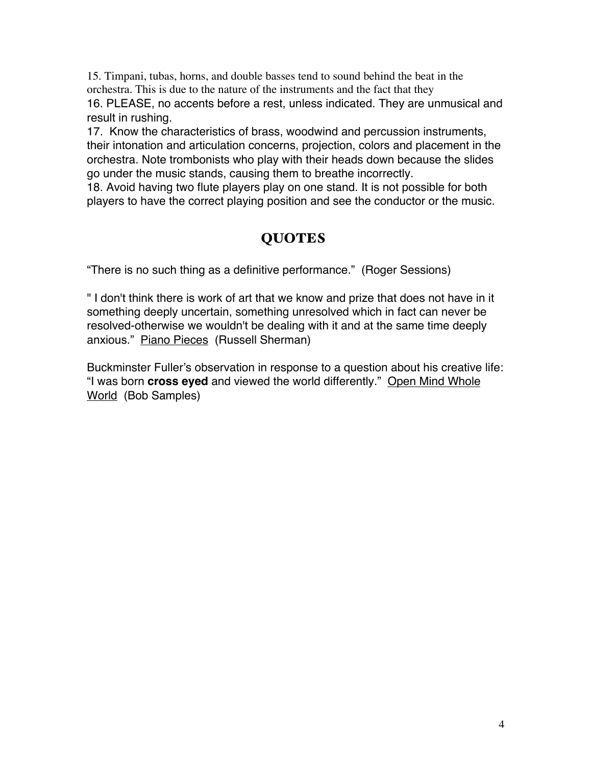15. Timpani, tubas, horns, and double basses tend to sound behind the beat in the orchestra. This is due to the nature of the instruments and the fact that they

16. PLEASE, no accents before a rest, unless indicated. They are unmusical and result in rushing.

17. Know the characteristics of brass, woodwind and percussion instruments, their intonation and articulation concerns, projection, colors and placement in the orchestra. Note trombonists who play with their heads down because the slides go under the music stands, causing them to breathe incorrectly.

18. Avoid having two flute players play on one stand. It is not possible for both players to have the correct playing position and see the conductor or the music.

## QUOTES

"There is no such thing as a definitive performance." (Roger Sessions)

" I don't think there is work of art that we know and prize that does not have in it something deeply uncertain, something unresolved which in fact can never be resolved-otherwise we wouldn't be dealing with it and at the same time deeply anxious." Piano Pieces (Russell Sherman)

Buckminster Fuller's observation in response to a question about his creative life: "I was born **cross eyed** and viewed the world differently." Open Mind Whole World (Bob Samples)